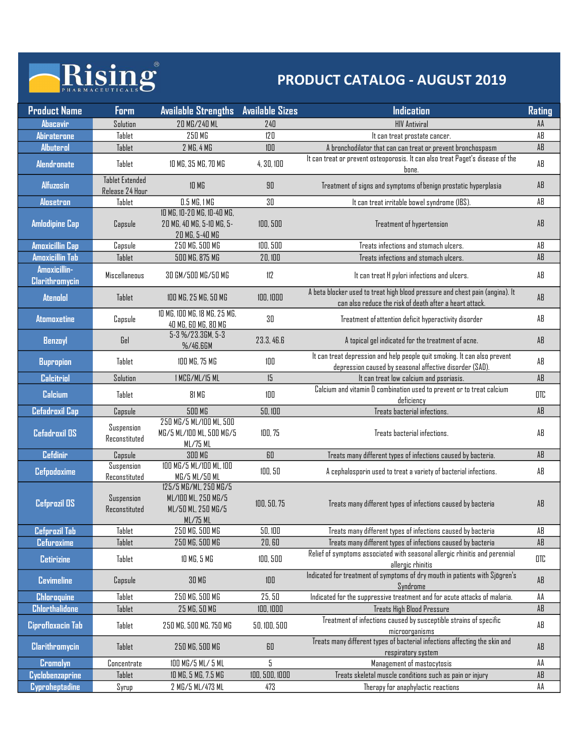# Rising Pharmaceuticals

## PRODUCT CATALOG - AUGUST 2019

| Product Name | Form | Available Strengths | Available Sizes | Indication | Rating |
|---|---|---|---|---|---|
| Abacavir | Solution | 20 MG/240 ML | 240 | HIV Antiviral | AA |
| Abiraterone | Tablet | 250 MG | 120 | It can treat prostate cancer. | AB |
| Albuterol | Tablet | 2 MG, 4 MG | 100 | A bronchodilator that can can treat or prevent bronchospasm | AB |
| Alendronate | Tablet | 10 MG, 35 MG, 70 MG | 4, 30, 100 | It can treat or prevent osteoporosis. It can also treat Paget's disease of the bone. | AB |
| Alfuzosin | Tablet Extended Release 24 Hour | 10 MG | 90 | Treatment of signs and symptoms of benign prostatic hyperplasia | AB |
| Alosetron | Tablet | 0.5 MG, 1 MG | 30 | It can treat irritable bowel syndrome (IBS). | AB |
| Amlodipine Cap | Capsule | 10 MG, 10-20 MG, 10-40 MG, 20 MG, 40 MG, 5-10 MG, 5-20 MG, 5-40 MG | 100, 500 | Treatment of hypertension | AB |
| Amoxicillin Cap | Capsule | 250 MG, 500 MG | 100, 500 | Treats infections and stomach ulcers. | AB |
| Amoxicillin Tab | Tablet | 500 MG, 875 MG | 20, 100 | Treats infections and stomach ulcers. | AB |
| Amoxicillin-Clarithromycin | Miscellaneous | 30 GM/500 MG/50 MG | 112 | It can treat H pylori infections and ulcers. | AB |
| Atenolol | Tablet | 100 MG, 25 MG, 50 MG | 100, 1000 | A beta blocker used to treat high blood pressure and chest pain (angina). It can also reduce the risk of death after a heart attack. | AB |
| Atomoxetine | Capsule | 10 MG, 100 MG, 18 MG, 25 MG, 40 MG, 60 MG, 80 MG | 30 | Treatment of attention deficit hyperactivity disorder | AB |
| Benzoyl | Gel | 5-3 %/23.3GM, 5-3 %/46.6GM | 23.3, 46.6 | A topical gel indicated for the treatment of acne. | AB |
| Bupropion | Tablet | 100 MG, 75 MG | 100 | It can treat depression and help people quit smoking. It can also prevent depression caused by seasonal affective disorder (SAD). | AB |
| Calcitriol | Solution | 1 MCG/ML/15 ML | 15 | It can treat low calcium and psoriasis. | AB |
| Calcium | Tablet | 81 MG | 100 | Calcium and vitamin D combination used to prevent or to treat calcium deficiency | OTC |
| Cefadroxil Cap | Capsule | 500 MG | 50, 100 | Treats bacterial infections. | AB |
| Cefadroxil OS | Suspension Reconstituted | 250 MG/5 ML/100 ML, 500 MG/5 ML/100 ML, 500 MG/5 ML/75 ML | 100, 75 | Treats bacterial infections. | AB |
| Cefdinir | Capsule | 300 MG | 60 | Treats many different types of infections caused by bacteria. | AB |
| Cefpodoxime | Suspension Reconstituted | 100 MG/5 ML/100 ML, 100 MG/5 ML/50 ML | 100, 50 | A cephalosporin used to treat a variety of bacterial infections. | AB |
| Cefprozil OS | Suspension Reconstituted | 125/5 MG/ML, 250 MG/5 ML/100 ML, 250 MG/5 ML/50 ML, 250 MG/5 ML/75 ML | 100, 50, 75 | Treats many different types of infections caused by bacteria | AB |
| Cefprozil Tab | Tablet | 250 MG, 500 MG | 50, 100 | Treats many different types of infections caused by bacteria | AB |
| Cefuroxime | Tablet | 250 MG, 500 MG | 20, 60 | Treats many different types of infections caused by bacteria | AB |
| Cetirizine | Tablet | 10 MG, 5 MG | 100, 500 | Relief of symptoms associated with seasonal allergic rhinitis and perennial allergic rhinitis | OTC |
| Cevimeline | Capsule | 30 MG | 100 | Indicated for treatment of symptoms of dry mouth in patients with Sjögren's Syndrome | AB |
| Chloroquine | Tablet | 250 MG, 500 MG | 25, 50 | Indicated for the suppressive treatment and for acute attacks of malaria. | AA |
| Chlorthalidone | Tablet | 25 MG, 50 MG | 100, 1000 | Treats High Blood Pressure | AB |
| Ciprofloxacin Tab | Tablet | 250 MG, 500 MG, 750 MG | 50, 100, 500 | Treatment of infections caused by susceptible strains of specific microorganisms | AB |
| Clarithromycin | Tablet | 250 MG, 500 MG | 60 | Treats many different types of bacterial infections affecting the skin and respiratory system | AB |
| Cromolyn | Concentrate | 100 MG/5 ML/ 5 ML | 5 | Management of mastocytosis | AA |
| Cyclobenzaprine | Tablet | 10 MG, 5 MG, 7.5 MG | 100, 500, 1000 | Treats skeletal muscle conditions such as pain or injury | AB |
| Cyproheptadine | Syrup | 2 MG/5 ML/473 ML | 473 | Therapy for anaphylactic reactions | AA |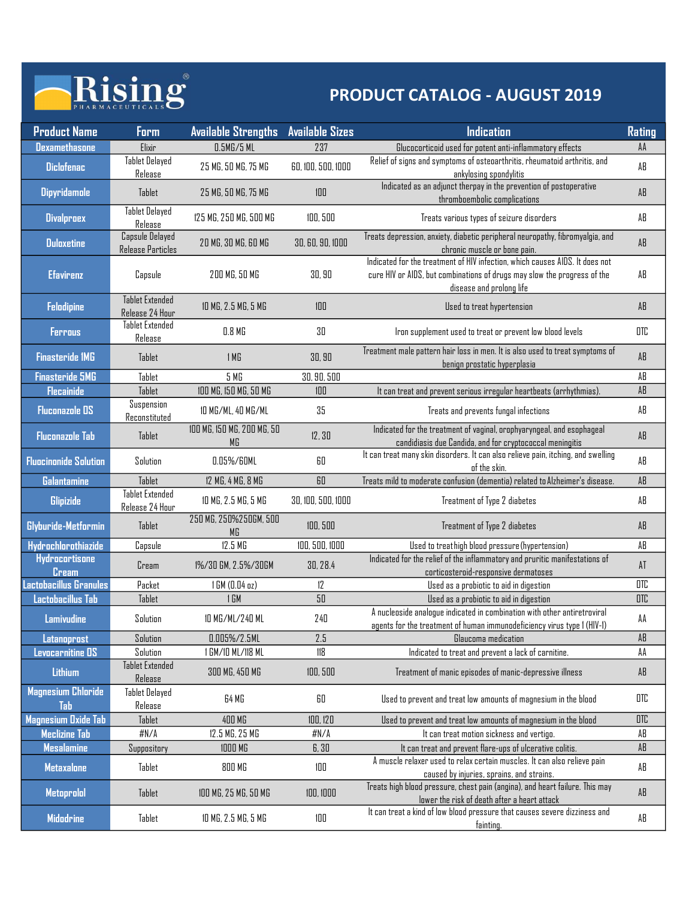# Rising Pharmaceuticals

## PRODUCT CATALOG - AUGUST 2019

| Product Name | Form | Available Strengths | Available Sizes | Indication | Rating |
|---|---|---|---|---|---|
| Dexamethasone | Elixir | 0.5MG/5 ML | 237 | Glucocorticoid used for potent anti-inflammatory effects | AA |
| Diclofenac | Tablet Delayed Release | 25 MG, 50 MG, 75 MG | 60, 100, 500, 1000 | Relief of signs and symptoms of osteoarthritis, rheumatoid arthritis, and ankylosing spondylitis | AB |
| Dipyridamole | Tablet | 25 MG, 50 MG, 75 MG | 100 | Indicated as an adjunct therpay in the prevention of postoperative thromboembolic complications | AB |
| Divalproex | Tablet Delayed Release | 125 MG, 250 MG, 500 MG | 100, 500 | Treats various types of seizure disorders | AB |
| Duloxetine | Capsule Delayed Release Particles | 20 MG, 30 MG, 60 MG | 30, 60, 90, 1000 | Treats depression, anxiety, diabetic peripheral neuropathy, fibromyalgia, and chronic muscle or bone pain. | AB |
| Efavirenz | Capsule | 200 MG, 50 MG | 30, 90 | Indicated for the treatment of HIV infection, which causes AIDS. It does not cure HIV or AIDS, but combinations of drugs may slow the progress of the disease and prolong life | AB |
| Felodipine | Tablet Extended Release 24 Hour | 10 MG, 2.5 MG, 5 MG | 100 | Used to treat hypertension | AB |
| Ferrous | Tablet Extended Release | 0.8 MG | 30 | Iron supplement used to treat or prevent low blood levels | OTC |
| Finasteride 1MG | Tablet | 1 MG | 30, 90 | Treatment male pattern hair loss in men. It is also used to treat symptoms of benign prostatic hyperplasia | AB |
| Finasteride 5MG | Tablet | 5 MG | 30, 90, 500 | | AB |
| Flecainide | Tablet | 100 MG, 150 MG, 50 MG | 100 | It can treat and prevent serious irregular heartbeats (arrhythmias). | AB |
| Fluconazole OS | Suspension Reconstituted | 10 MG/ML, 40 MG/ML | 35 | Treats and prevents fungal infections | AB |
| Fluconazole Tab | Tablet | 100 MG, 150 MG, 200 MG, 50 MG | 12, 30 | Indicated for the treatment of vaginal, orophyaryngeal, and esophageal candidiasis due Candida, and for cryptococcal meningitis | AB |
| Fluocinonide Solution | Solution | 0.05%/60ML | 60 | It can treat many skin disorders. It can also relieve pain, itching, and swelling of the skin. | AB |
| Galantamine | Tablet | 12 MG, 4 MG, 8 MG | 60 | Treats mild to moderate confusion (dementia) related to Alzheimer's disease. | AB |
| Glipizide | Tablet Extended Release 24 Hour | 10 MG, 2.5 MG, 5 MG | 30, 100, 500, 1000 | Treatment of Type 2 diabetes | AB |
| Glyburide-Metformin | Tablet | 250 MG, 250%250GM, 500 MG | 100, 500 | Treatment of Type 2 diabetes | AB |
| Hydrochlorothiazide | Capsule | 12.5 MG | 100, 500, 1000 | Used to treat high blood pressure (hypertension) | AB |
| Hydrocortisone Cream | Cream | 1%/30 GM, 2.5%/30GM | 30, 28.4 | Indicated for the relief of the inflammatory and pruritic manifestations of corticosteroid-responsive dermatoses | AT |
| Lactobacillus Granules | Packet | 1 GM (0.04 oz) | 12 | Used as a probiotic to aid in digestion | OTC |
| Lactobacillus Tab | Tablet | 1 GM | 50 | Used as a probiotic to aid in digestion | OTC |
| Lamivudine | Solution | 10 MG/ML/240 ML | 240 | A nucleoside analogue indicated in combination with other antiretroviral agents for the treatment of human immunodeficiency virus type 1 (HIV-1) | AA |
| Latanoprost | Solution | 0.005%/2.5ML | 2.5 | Glaucoma medication | AB |
| Levocarnitine OS | Solution | 1 GM/10 ML/118 ML | 118 | Indicated to treat and prevent a lack of carnitine. | AA |
| Lithium | Tablet Extended Release | 300 MG, 450 MG | 100, 500 | Treatment of manic episodes of manic-depressive illness | AB |
| Magnesium Chloride Tab | Tablet Delayed Release | 64 MG | 60 | Used to prevent and treat low amounts of magnesium in the blood | OTC |
| Magnesium Oxide Tab | Tablet | 400 MG | 100, 120 | Used to prevent and treat low amounts of magnesium in the blood | OTC |
| Meclizine Tab | #N/A | 12.5 MG, 25 MG | #N/A | It can treat motion sickness and vertigo. | AB |
| Mesalamine | Suppository | 1000 MG | 6, 30 | It can treat and prevent flare-ups of ulcerative colitis. | AB |
| Metaxalone | Tablet | 800 MG | 100 | A muscle relaxer used to relax certain muscles. It can also relieve pain caused by injuries, sprains, and strains. | AB |
| Metoprolol | Tablet | 100 MG, 25 MG, 50 MG | 100, 1000 | Treats high blood pressure, chest pain (angina), and heart failure. This may lower the risk of death after a heart attack | AB |
| Midodrine | Tablet | 10 MG, 2.5 MG, 5 MG | 100 | It can treat a kind of low blood pressure that causes severe dizziness and fainting. | AB |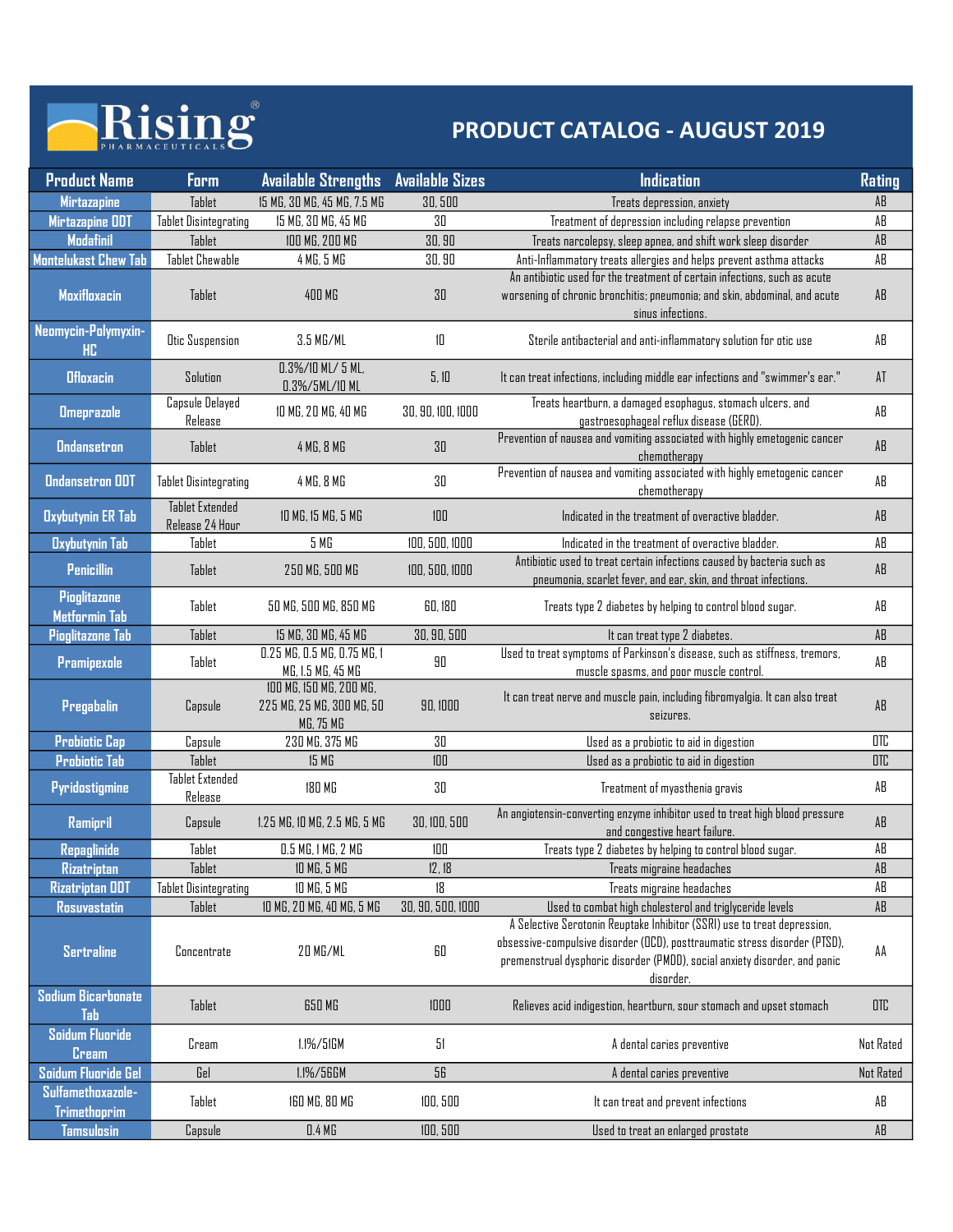# Rising Pharmaceuticals

## PRODUCT CATALOG - AUGUST 2019

| Product Name | Form | Available Strengths | Available Sizes | Indication | Rating |
|---|---|---|---|---|---|
| Mirtazapine | Tablet | 15 MG, 30 MG, 45 MG, 7.5 MG | 30, 500 | Treats depression, anxiety | AB |
| Mirtazapine ODT | Tablet Disintegrating | 15 MG, 30 MG, 45 MG | 30 | Treatment of depression including relapse prevention | AB |
| Modafinil | Tablet | 100 MG, 200 MG | 30, 90 | Treats narcolepsy, sleep apnea, and shift work sleep disorder | AB |
| Montelukast Chew Tab | Tablet Chewable | 4 MG, 5 MG | 30, 90 | Anti-Inflammatory treats allergies and helps prevent asthma attacks | AB |
| Moxifloxacin | Tablet | 400 MG | 30 | An antibiotic used for the treatment of certain infections, such as acute worsening of chronic bronchitis; pneumonia; and skin, abdominal, and acute sinus infections. | AB |
| Neomycin-Polymyxin-HC | Otic Suspension | 3.5 MG/ML | 10 | Sterile antibacterial and anti-inflammatory solution for otic use | AB |
| Ofloxacin | Solution | 0.3%/10 ML/ 5 ML, 0.3%/5ML/10 ML | 5, 10 | It can treat infections, including middle ear infections and "swimmer's ear." | AT |
| Omeprazole | Capsule Delayed Release | 10 MG, 20 MG, 40 MG | 30, 90, 100, 1000 | Treats heartburn, a damaged esophagus, stomach ulcers, and gastroesophageal reflux disease (GERD). | AB |
| Ondansetron | Tablet | 4 MG, 8 MG | 30 | Prevention of nausea and vomiting associated with highly emetogenic cancer chemotherapy | AB |
| Ondansetron ODT | Tablet Disintegrating | 4 MG, 8 MG | 30 | Prevention of nausea and vomiting associated with highly emetogenic cancer chemotherapy | AB |
| Oxybutynin ER Tab | Tablet Extended Release 24 Hour | 10 MG, 15 MG, 5 MG | 100 | Indicated in the treatment of overactive bladder. | AB |
| Oxybutynin Tab | Tablet | 5 MG | 100, 500, 1000 | Indicated in the treatment of overactive bladder. | AB |
| Penicillin | Tablet | 250 MG, 500 MG | 100, 500, 1000 | Antibiotic used to treat certain infections caused by bacteria such as pneumonia, scarlet fever, and ear, skin, and throat infections. | AB |
| Pioglitazone Metformin Tab | Tablet | 50 MG, 500 MG, 850 MG | 60, 180 | Treats type 2 diabetes by helping to control blood sugar. | AB |
| Pioglitazone Tab | Tablet | 15 MG, 30 MG, 45 MG | 30, 90, 500 | It can treat type 2 diabetes. | AB |
| Pramipexole | Tablet | 0.25 MG, 0.5 MG, 0.75 MG, 1 MG, 1.5 MG, 45 MG | 90 | Used to treat symptoms of Parkinson's disease, such as stiffness, tremors, muscle spasms, and poor muscle control. | AB |
| Pregabalin | Capsule | 100 MG, 150 MG, 200 MG, 225 MG, 25 MG, 300 MG, 50 MG, 75 MG | 90, 1000 | It can treat nerve and muscle pain, including fibromyalgia. It can also treat seizures. | AB |
| Probiotic Cap | Capsule | 230 MG, 375 MG | 30 | Used as a probiotic to aid in digestion | OTC |
| Probiotic Tab | Tablet | 15 MG | 100 | Used as a probiotic to aid in digestion | OTC |
| Pyridostigmine | Tablet Extended Release | 180 MG | 30 | Treatment of myasthenia gravis | AB |
| Ramipril | Capsule | 1.25 MG, 10 MG, 2.5 MG, 5 MG | 30, 100, 500 | An angiotensin-converting enzyme inhibitor used to treat high blood pressure and congestive heart failure. | AB |
| Repaglinide | Tablet | 0.5 MG, 1 MG, 2 MG | 100 | Treats type 2 diabetes by helping to control blood sugar. | AB |
| Rizatriptan | Tablet | 10 MG, 5 MG | 12, 18 | Treats migraine headaches | AB |
| Rizatriptan ODT | Tablet Disintegrating | 10 MG, 5 MG | 18 | Treats migraine headaches | AB |
| Rosuvastatin | Tablet | 10 MG, 20 MG, 40 MG, 5 MG | 30, 90, 500, 1000 | Used to combat high cholesterol and triglyceride levels | AB |
| Sertraline | Concentrate | 20 MG/ML | 60 | A Selective Serotonin Reuptake Inhibitor (SSRI) use to treat depression, obsessive-compulsive disorder (OCD), posttraumatic stress disorder (PTSD), premenstrual dysphoric disorder (PMDD), social anxiety disorder, and panic disorder. | AA |
| Sodium Bicarbonate Tab | Tablet | 650 MG | 1000 | Relieves acid indigestion, heartburn, sour stomach and upset stomach | OTC |
| Soidum Fluoride Cream | Cream | 1.1%/51GM | 51 | A dental caries preventive | Not Rated |
| Soidum Fluoride Gel | Gel | 1.1%/56GM | 56 | A dental caries preventive | Not Rated |
| Sulfamethoxazole-Trimethoprim | Tablet | 160 MG, 80 MG | 100, 500 | It can treat and prevent infections | AB |
| Tamsulosin | Capsule | 0.4 MG | 100, 500 | Used to treat an enlarged prostate | AB |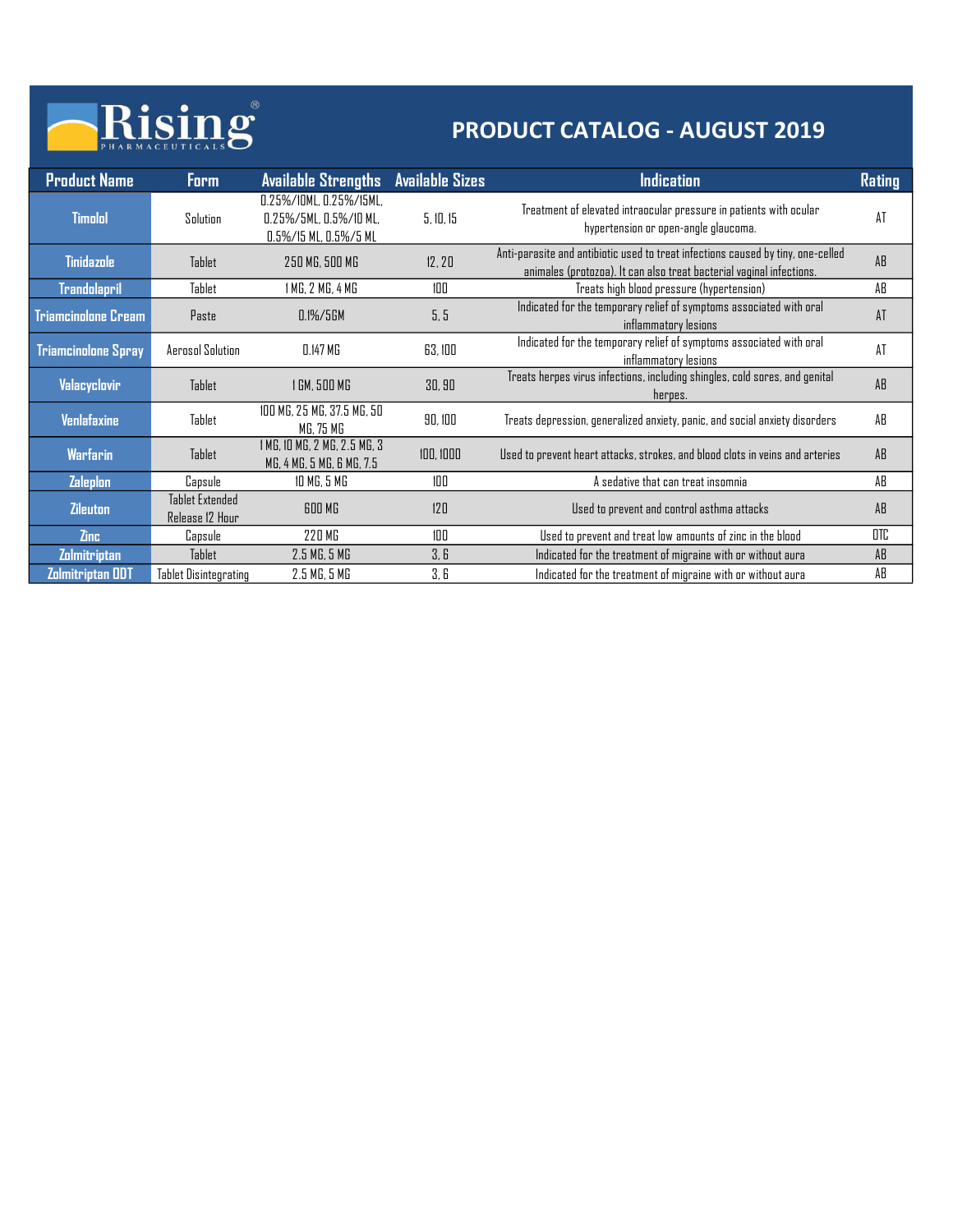# PRODUCT CATALOG - AUGUST 2019

| Product Name | Form | Available Strengths | Available Sizes | Indication | Rating |
|---|---|---|---|---|---|
| Timolol | Solution | 0.25%/10ML, 0.25%/15ML, 0.25%/5ML, 0.5%/10 ML, 0.5%/15 ML, 0.5%/5 ML | 5, 10, 15 | Treatment of elevated intraocular pressure in patients with ocular hypertension or open-angle glaucoma. | AT |
| Tinidazole | Tablet | 250 MG, 500 MG | 12, 20 | Anti-parasite and antibiotic used to treat infections caused by tiny, one-celled animales (protozoa). It can also treat bacterial vaginal infections. | AB |
| Trandolapril | Tablet | 1 MG, 2 MG, 4 MG | 100 | Treats high blood pressure (hypertension) | AB |
| Triamcinolone Cream | Paste | 0.1%/5GM | 5, 5 | Indicated for the temporary relief of symptoms associated with oral inflammatory lesions | AT |
| Triamcinolone Spray | Aerosol Solution | 0.147 MG | 63, 100 | Indicated for the temporary relief of symptoms associated with oral inflammatory lesions | AT |
| Valacyclovir | Tablet | 1 GM, 500 MG | 30, 90 | Treats herpes virus infections, including shingles, cold sores, and genital herpes. | AB |
| Venlafaxine | Tablet | 100 MG, 25 MG, 37.5 MG, 50 MG, 75 MG | 90, 100 | Treats depression, generalized anxiety, panic, and social anxiety disorders | AB |
| Warfarin | Tablet | 1 MG, 10 MG, 2 MG, 2.5 MG, 3 MG, 4 MG, 5 MG, 6 MG, 7.5 | 100, 1000 | Used to prevent heart attacks, strokes, and blood clots in veins and arteries | AB |
| Zaleplon | Capsule | 10 MG, 5 MG | 100 | A sedative that can treat insomnia | AB |
| Zileuton | Tablet Extended Release 12 Hour | 600 MG | 120 | Used to prevent and control asthma attacks | AB |
| Zinc | Capsule | 220 MG | 100 | Used to prevent and treat low amounts of zinc in the blood | OTC |
| Zolmitriptan | Tablet | 2.5 MG, 5 MG | 3, 6 | Indicated for the treatment of migraine with or without aura | AB |
| Zolmitriptan ODT | Tablet Disintegrating | 2.5 MG, 5 MG | 3, 6 | Indicated for the treatment of migraine with or without aura | AB |